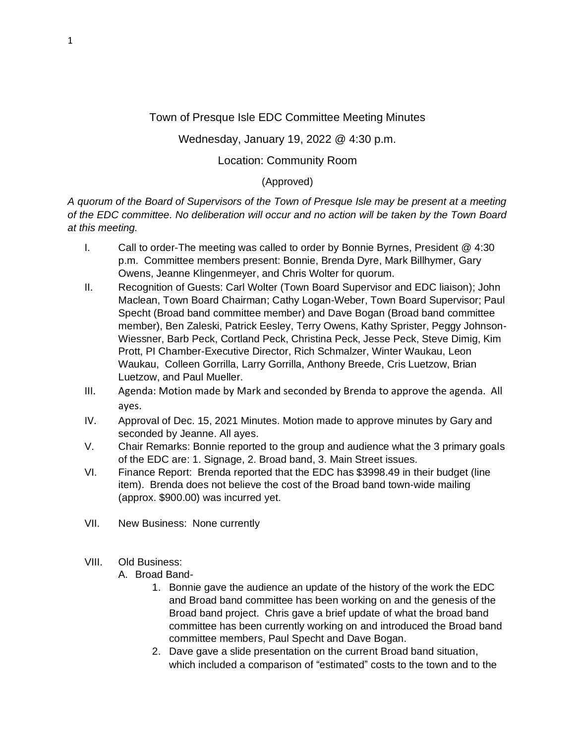Town of Presque Isle EDC Committee Meeting Minutes

Wednesday, January 19, 2022 @ 4:30 p.m.

Location: Community Room

(Approved)

*A quorum of the Board of Supervisors of the Town of Presque Isle may be present at a meeting of the EDC committee. No deliberation will occur and no action will be taken by the Town Board at this meeting.*

I. Call to order-The meeting was called to order by Bonnie Byrnes, President @ 4:30 p.m. Committee members present: Bonnie, Brenda Dyre, Mark Billhymer, Gary Owens, Jeanne Klingenmeyer, and Chris Wolter for quorum.

II. Recognition of Guests: Carl Wolter (Town Board Supervisor and EDC liaison); John Maclean, Town Board Chairman; Cathy Logan-Weber, Town Board Supervisor; Paul Specht (Broad band committee member) and Dave Bogan (Broad band committee member), Ben Zaleski, Patrick Eesley, Terry Owens, Kathy Sprister, Peggy Johnson-Wiessner, Barb Peck, Cortland Peck, Christina Peck, Jesse Peck, Steve Dimig, Kim Prott, PI Chamber-Executive Director, Rich Schmalzer, Winter Waukau, Leon Waukau, Colleen Gorrilla, Larry Gorrilla, Anthony Breede, Cris Luetzow, Brian Luetzow, and Paul Mueller.

III. Agenda: Motion made by Mark and seconded by Brenda to approve the agenda. All ayes.

IV. Approval of Dec. 15, 2021 Minutes. Motion made to approve minutes by Gary and seconded by Jeanne. All ayes.

V. Chair Remarks: Bonnie reported to the group and audience what the 3 primary goals of the EDC are: 1. Signage, 2. Broad band, 3. Main Street issues.

VI. Finance Report: Brenda reported that the EDC has $3998.49 in their budget (line item). Brenda does not believe the cost of the Broad band town-wide mailing (approx. $900.00) was incurred yet.

VII. New Business: None currently

VIII. Old Business:

A. Broad Band-

1. Bonnie gave the audience an update of the history of the work the EDC and Broad band committee has been working on and the genesis of the Broad band project. Chris gave a brief update of what the broad band committee has been currently working on and introduced the Broad band committee members, Paul Specht and Dave Bogan.
2. Dave gave a slide presentation on the current Broad band situation, which included a comparison of "estimated" costs to the town and to the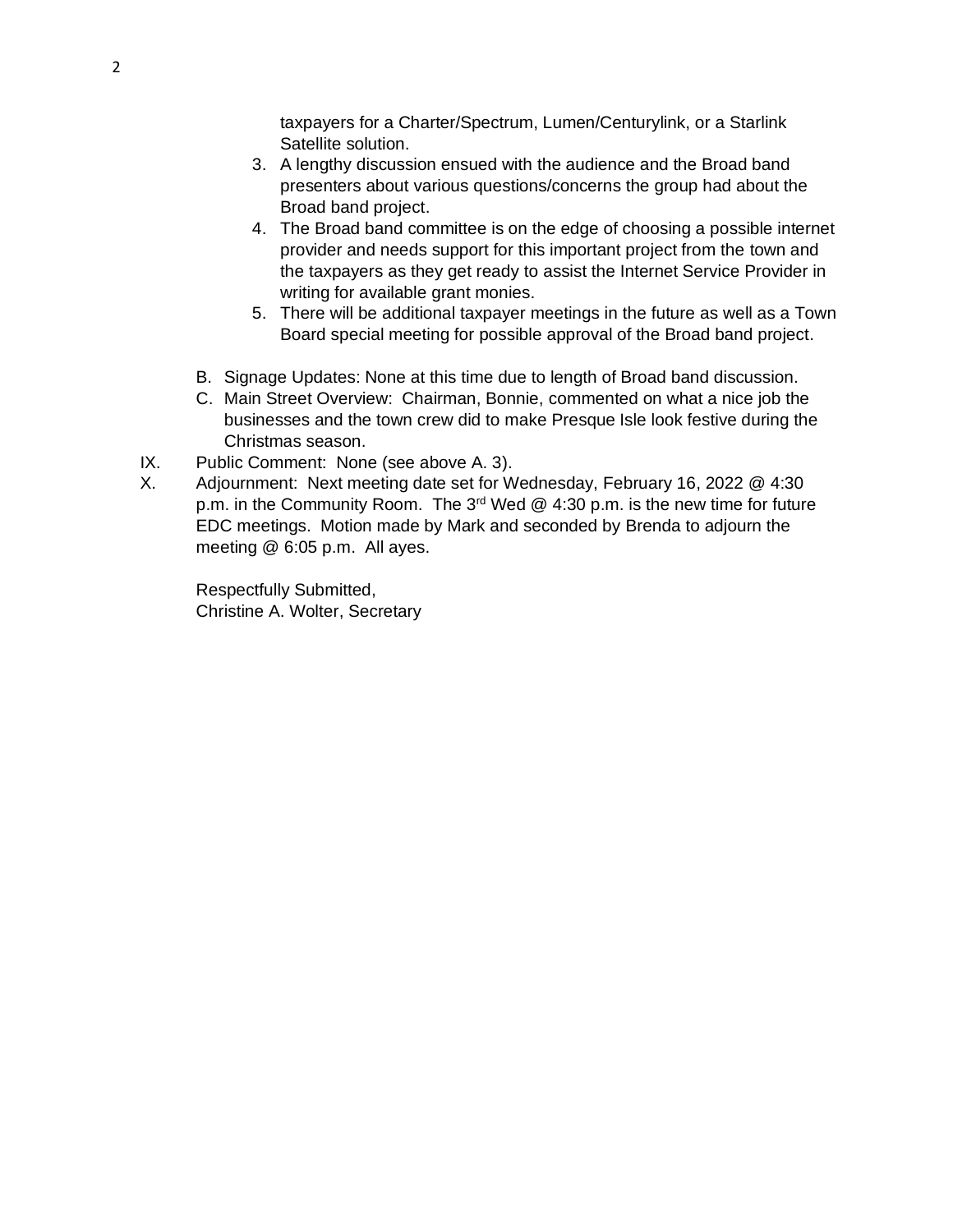taxpayers for a Charter/Spectrum, Lumen/Centurylink, or a Starlink Satellite solution.

3. A lengthy discussion ensued with the audience and the Broad band presenters about various questions/concerns the group had about the Broad band project.
4. The Broad band committee is on the edge of choosing a possible internet provider and needs support for this important project from the town and the taxpayers as they get ready to assist the Internet Service Provider in writing for available grant monies.
5. There will be additional taxpayer meetings in the future as well as a Town Board special meeting for possible approval of the Broad band project.

B. Signage Updates: None at this time due to length of Broad band discussion.

C. Main Street Overview: Chairman, Bonnie, commented on what a nice job the businesses and the town crew did to make Presque Isle look festive during the Christmas season.

IX. Public Comment: None (see above A. 3).

X. Adjournment: Next meeting date set for Wednesday, February 16, 2022 @ 4:30 p.m. in the Community Room. The 3rd Wed @ 4:30 p.m. is the new time for future EDC meetings. Motion made by Mark and seconded by Brenda to adjourn the meeting @ 6:05 p.m. All ayes.

Respectfully Submitted,
Christine A. Wolter, Secretary